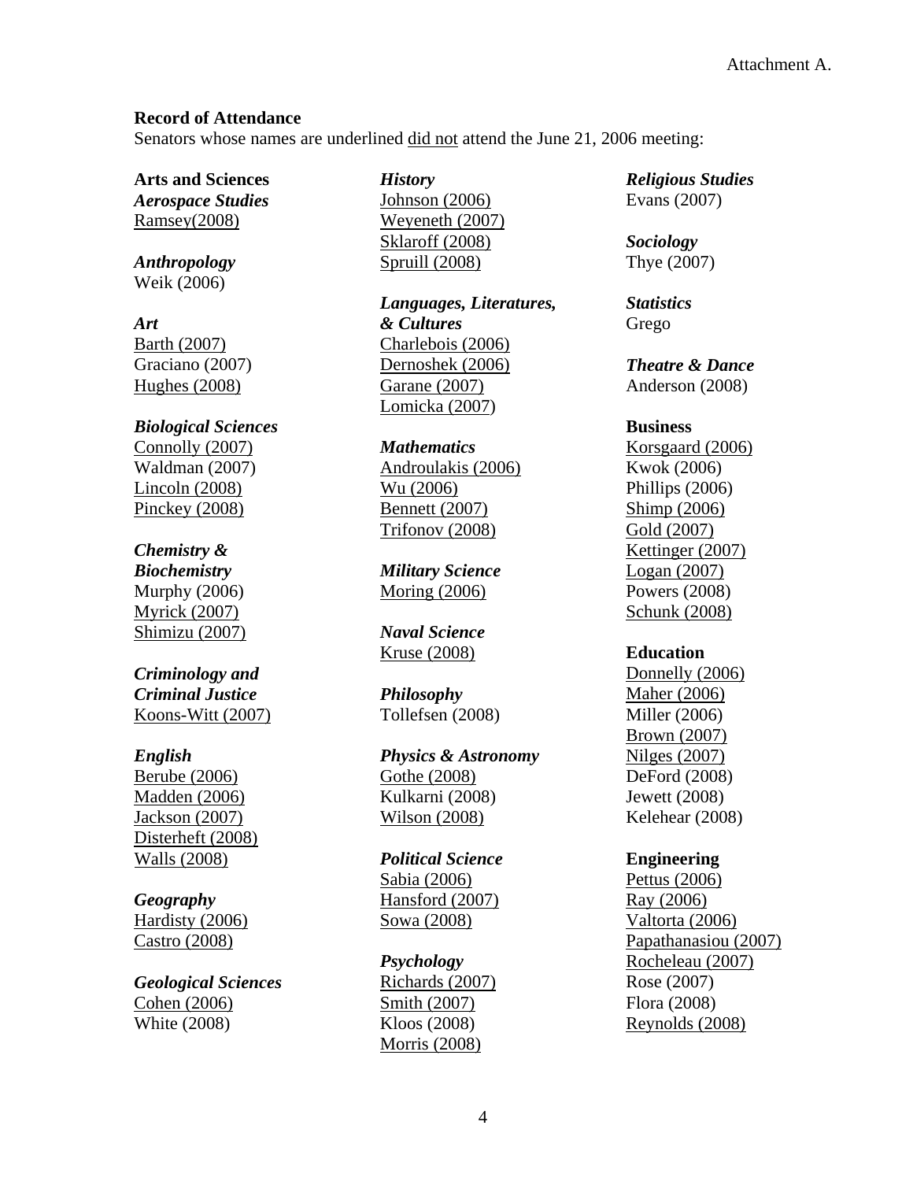Attachment A.

**Record of Attendance**

Senators whose names are underlined <u>did not</u> attend the June 21, 2006 meeting:

**Arts and Sciences**

***Aerospace Studies***
<u>Ramsey(2008)</u>

***Anthropology***
Weik (2006)

***Art***
<u>Barth (2007)</u>
Graciano (2007)
<u>Hughes (2008)</u>

***Biological Sciences***
<u>Connolly (2007)</u>
Waldman (2007)
<u>Lincoln (2008)</u>
<u>Pinckey (2008)</u>

***Chemistry & Biochemistry***
Murphy (2006)
<u>Myrick (2007)</u>
<u>Shimizu (2007)</u>

***Criminology and Criminal Justice***
<u>Koons-Witt (2007)</u>

***English***
<u>Berube (2006)</u>
<u>Madden (2006)</u>
<u>Jackson (2007)</u>
<u>Disterheft (2008)</u>
<u>Walls (2008)</u>

***Geography***
<u>Hardisty (2006)</u>
<u>Castro (2008)</u>

***Geological Sciences***
<u>Cohen (2006)</u>
White (2008)

***History***
<u>Johnson (2006)</u>
<u>Weyeneth (2007)</u>
<u>Sklaroff (2008)</u>
<u>Spruill (2008)</u>

***Languages, Literatures, & Cultures***
<u>Charlebois (2006)</u>
<u>Dernoshek (2006)</u>
<u>Garane (2007)</u>
<u>Lomicka (2007)</u>

***Mathematics***
<u>Androulakis (2006)</u>
<u>Wu (2006)</u>
<u>Bennett (2007)</u>
<u>Trifonov (2008)</u>

***Military Science***
<u>Moring (2006)</u>

***Naval Science***
<u>Kruse (2008)</u>

***Philosophy***
Tollefsen (2008)

***Physics & Astronomy***
<u>Gothe (2008)</u>
Kulkarni (2008)
<u>Wilson (2008)</u>

***Political Science***
<u>Sabia (2006)</u>
<u>Hansford (2007)</u>
<u>Sowa (2008)</u>

***Psychology***
<u>Richards (2007)</u>
<u>Smith (2007)</u>
Kloos (2008)
<u>Morris (2008)</u>

***Religious Studies***
Evans (2007)

***Sociology***
Thye (2007)

***Statistics***
Grego

***Theatre & Dance***
Anderson (2008)

**Business**
<u>Korsgaard (2006)</u>
Kwok (2006)
Phillips (2006)
<u>Shimp (2006)</u>
<u>Gold (2007)</u>
<u>Kettinger (2007)</u>
<u>Logan (2007)</u>
Powers (2008)
<u>Schunk (2008)</u>

**Education**
<u>Donnelly (2006)</u>
<u>Maher (2006)</u>
Miller (2006)
<u>Brown (2007)</u>
<u>Nilges (2007)</u>
DeFord (2008)
Jewett (2008)
Kelehear (2008)

**Engineering**
<u>Pettus (2006)</u>
<u>Ray (2006)</u>
<u>Valtorta (2006)</u>
<u>Papathanasiou (2007)</u>
<u>Rocheleau (2007)</u>
Rose (2007)
Flora (2008)
<u>Reynolds (2008)</u>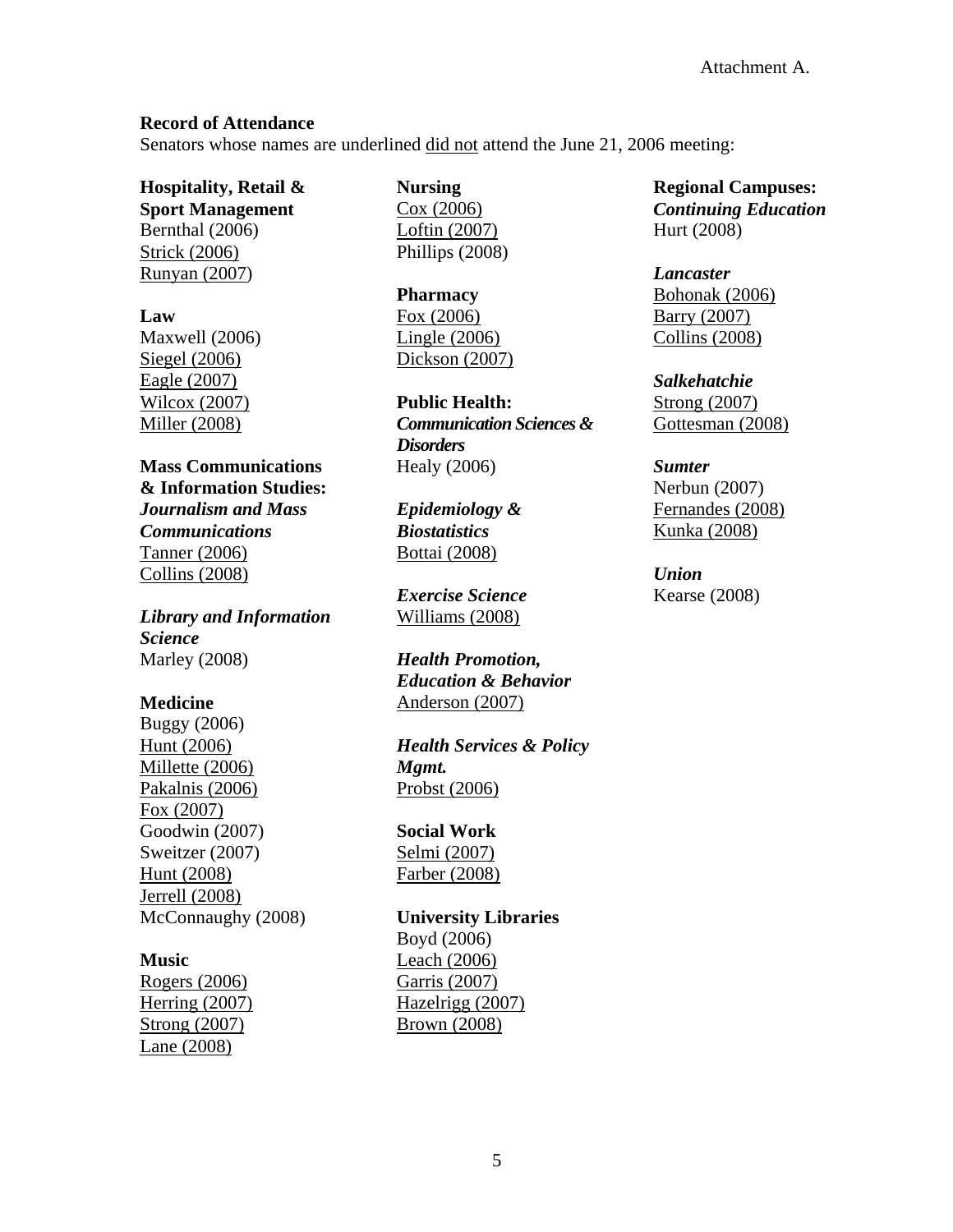Attachment A.

**Record of Attendance**

Senators whose names are underlined <u>did not</u> attend the June 21, 2006 meeting:

**Hospitality, Retail & Sport Management**
Bernthal (2006)
<u>Strick (2006)</u>
<u>Runyan (2007)</u>

**Law**
Maxwell (2006)
<u>Siegel (2006)</u>
<u>Eagle (2007)</u>
<u>Wilcox (2007)</u>
<u>Miller (2008)</u>

**Mass Communications & Information Studies:**
***Journalism and Mass Communications***
<u>Tanner (2006)</u>
<u>Collins (2008)</u>

***Library and Information Science***
Marley (2008)

**Medicine**
Buggy (2006)
<u>Hunt (2006)</u>
<u>Millette (2006)</u>
<u>Pakalnis (2006)</u>
<u>Fox (2007)</u>
Goodwin (2007)
Sweitzer (2007)
<u>Hunt (2008)</u>
<u>Jerrell (2008)</u>
McConnaughy (2008)

**Music**
<u>Rogers (2006)</u>
<u>Herring (2007)</u>
<u>Strong (2007)</u>
<u>Lane (2008)</u>

**Nursing**
<u>Cox (2006)</u>
<u>Loftin (2007)</u>
Phillips (2008)

**Pharmacy**
<u>Fox (2006)</u>
<u>Lingle (2006)</u>
<u>Dickson (2007)</u>

**Public Health:**
***Communication Sciences & Disorders***
Healy (2006)

***Epidemiology & Biostatistics***
<u>Bottai (2008)</u>

***Exercise Science***
<u>Williams (2008)</u>

***Health Promotion, Education & Behavior***
<u>Anderson (2007)</u>

***Health Services & Policy Mgmt.***
<u>Probst (2006)</u>

**Social Work**
<u>Selmi (2007)</u>
<u>Farber (2008)</u>

**University Libraries**
Boyd (2006)
<u>Leach (2006)</u>
<u>Garris (2007)</u>
<u>Hazelrigg (2007)</u>
<u>Brown (2008)</u>

**Regional Campuses:**
***Continuing Education***
Hurt (2008)

***Lancaster***
<u>Bohonak (2006)</u>
<u>Barry (2007)</u>
<u>Collins (2008)</u>

***Salkehatchie***
<u>Strong (2007)</u>
<u>Gottesman (2008)</u>

***Sumter***
Nerbun (2007)
<u>Fernandes (2008)</u>
<u>Kunka (2008)</u>

***Union***
Kearse (2008)